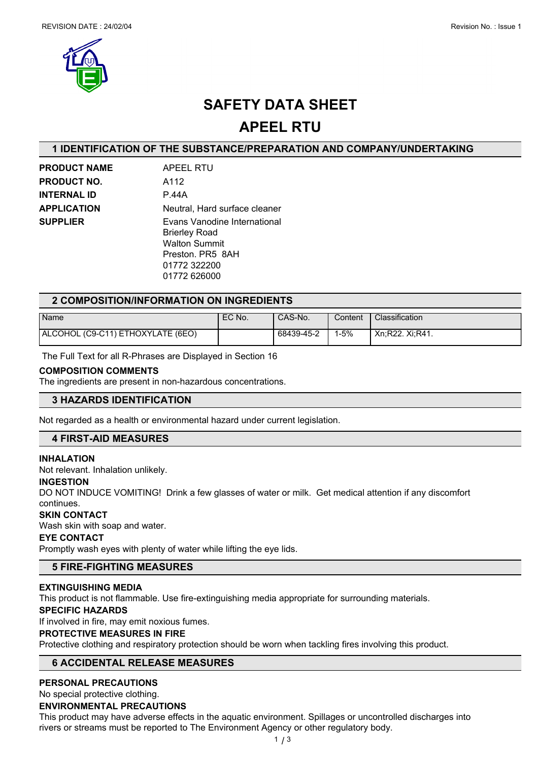REVISION DATE : 24/02/04

Revision No. : Issue 1

# SAFETY DATA SHEET

# APEEL RTU

## 1 IDENTIFICATION OF THE SUBSTANCE/PREPARATION AND COMPANY/UNDERTAKING

**PRODUCT NAME** APEEL RTU

**PRODUCT NO.** A112

**INTERNAL ID** P.44A

**APPLICATION** Neutral, Hard surface cleaner

**SUPPLIER** Evans Vanodine International
Brierley Road
Walton Summit
Preston. PR5 8AH
01772 322200
01772 626000

## 2 COMPOSITION/INFORMATION ON INGREDIENTS

| Name | EC No. | CAS-No. | Content | Classification |
|---|---|---|---|---|
| ALCOHOL (C9-C11) ETHOXYLATE (6EO) | | 68439-45-2 | 1-5% | Xn;R22. Xi;R41. |

The Full Text for all R-Phrases are Displayed in Section 16

**COMPOSITION COMMENTS**

The ingredients are present in non-hazardous concentrations.

## 3 HAZARDS IDENTIFICATION

Not regarded as a health or environmental hazard under current legislation.

## 4 FIRST-AID MEASURES

**INHALATION**

Not relevant. Inhalation unlikely.

**INGESTION**

DO NOT INDUCE VOMITING! Drink a few glasses of water or milk. Get medical attention if any discomfort continues.

**SKIN CONTACT**

Wash skin with soap and water.

**EYE CONTACT**

Promptly wash eyes with plenty of water while lifting the eye lids.

## 5 FIRE-FIGHTING MEASURES

**EXTINGUISHING MEDIA**

This product is not flammable. Use fire-extinguishing media appropriate for surrounding materials.

**SPECIFIC HAZARDS**

If involved in fire, may emit noxious fumes.

**PROTECTIVE MEASURES IN FIRE**

Protective clothing and respiratory protection should be worn when tackling fires involving this product.

## 6 ACCIDENTAL RELEASE MEASURES

**PERSONAL PRECAUTIONS**

No special protective clothing.

**ENVIRONMENTAL PRECAUTIONS**

This product may have adverse effects in the aquatic environment. Spillages or uncontrolled discharges into rivers or streams must be reported to The Environment Agency or other regulatory body.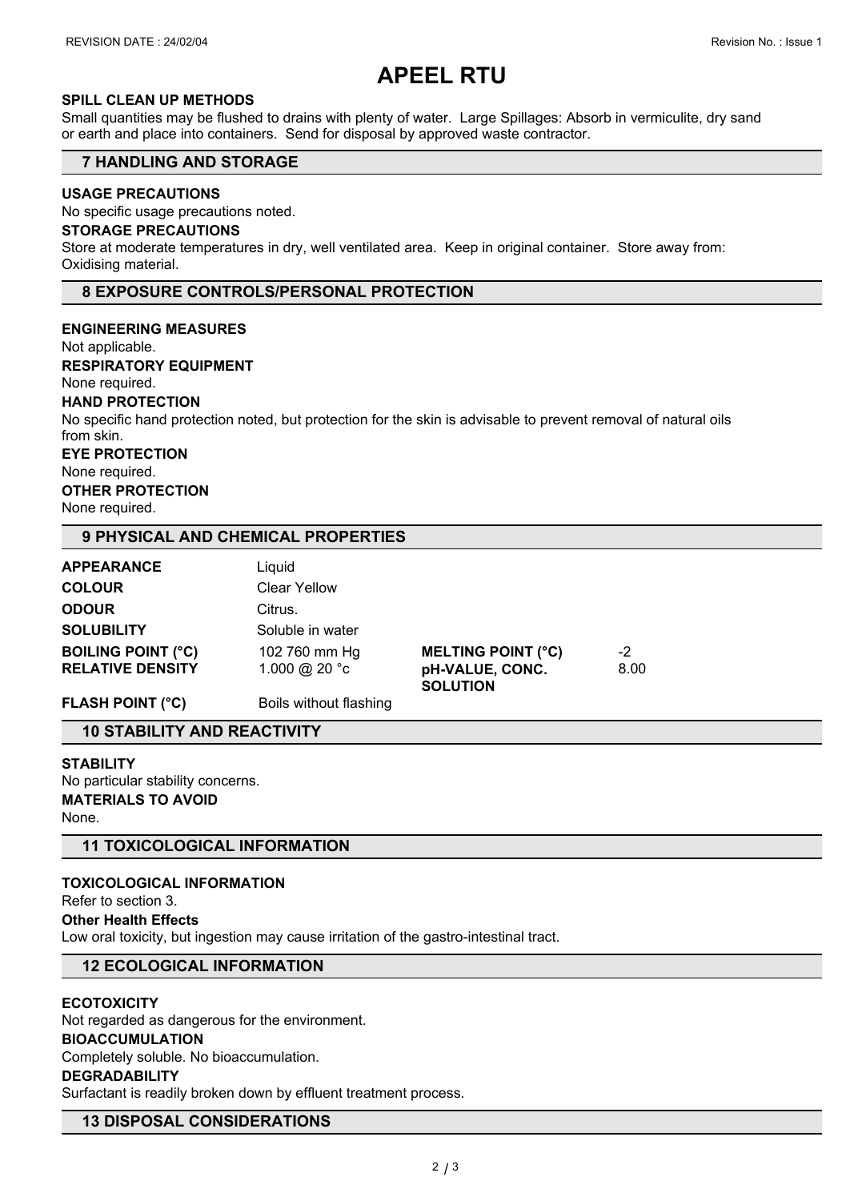// APEEL RTU

#### SPILL CLEAN UP METHODS

Small quantities may be flushed to drains with plenty of water. Large Spillages: Absorb in vermiculite, dry sand or earth and place into containers. Send for disposal by approved waste contractor.

## 7 HANDLING AND STORAGE

#### USAGE PRECAUTIONS

No specific usage precautions noted.

#### STORAGE PRECAUTIONS

Store at moderate temperatures in dry, well ventilated area. Keep in original container. Store away from: Oxidising material.

## 8 EXPOSURE CONTROLS/PERSONAL PROTECTION

#### ENGINEERING MEASURES

Not applicable.

#### RESPIRATORY EQUIPMENT

None required.

#### HAND PROTECTION

No specific hand protection noted, but protection for the skin is advisable to prevent removal of natural oils from skin.

#### EYE PROTECTION

None required.

#### OTHER PROTECTION

None required.

## 9 PHYSICAL AND CHEMICAL PROPERTIES

| | | | |
|---|---|---|---|
| **APPEARANCE** | Liquid | | |
| **COLOUR** | Clear Yellow | | |
| **ODOUR** | Citrus. | | |
| **SOLUBILITY** | Soluble in water | | |
| **BOILING POINT (°C)** | 102 760 mm Hg | **MELTING POINT (°C)** | -2 |
| **RELATIVE DENSITY** | 1.000 @ 20 °c | **pH-VALUE, CONC. SOLUTION** | 8.00 |
| **FLASH POINT (°C)** | Boils without flashing | | |

## 10 STABILITY AND REACTIVITY

#### STABILITY

No particular stability concerns.

#### MATERIALS TO AVOID

None.

## 11 TOXICOLOGICAL INFORMATION

#### TOXICOLOGICAL INFORMATION

Refer to section 3.

#### Other Health Effects

Low oral toxicity, but ingestion may cause irritation of the gastro-intestinal tract.

## 12 ECOLOGICAL INFORMATION

#### ECOTOXICITY

Not regarded as dangerous for the environment.

#### BIOACCUMULATION

Completely soluble. No bioaccumulation.

#### DEGRADABILITY

Surfactant is readily broken down by effluent treatment process.

## 13 DISPOSAL CONSIDERATIONS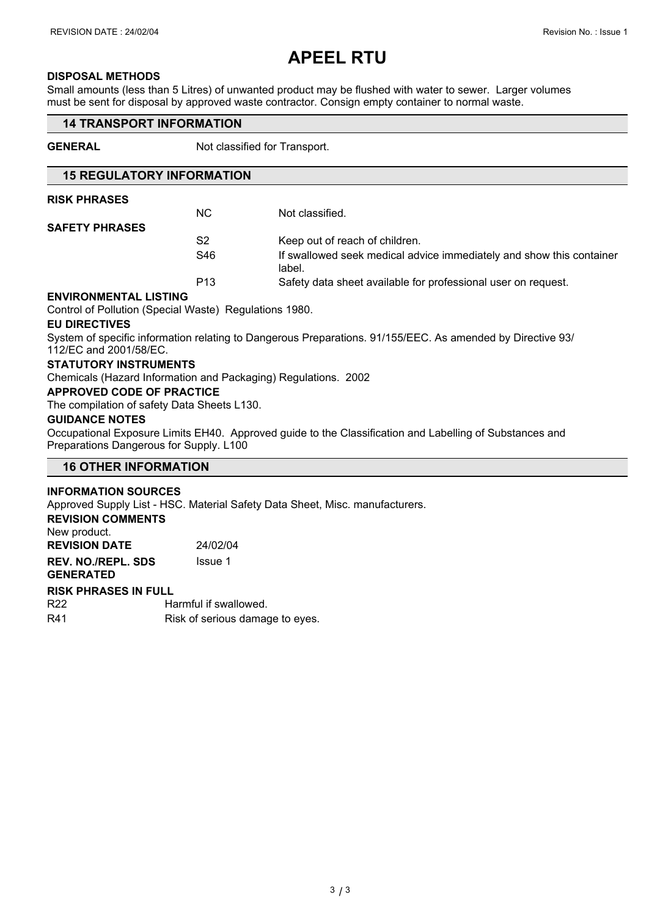# APEEL RTU

**DISPOSAL METHODS**

Small amounts (less than 5 Litres) of unwanted product may be flushed with water to sewer. Larger volumes must be sent for disposal by approved waste contractor. Consign empty container to normal waste.

## 14 TRANSPORT INFORMATION

**GENERAL** Not classified for Transport.

## 15 REGULATORY INFORMATION

**RISK PHRASES**

| | | |
|---|---|---|
| | NC | Not classified. |

**SAFETY PHRASES**

| | | |
|---|---|---|
| | S2 | Keep out of reach of children. |
| | S46 | If swallowed seek medical advice immediately and show this container label. |
| | P13 | Safety data sheet available for professional user on request. |

**ENVIRONMENTAL LISTING**

Control of Pollution (Special Waste) Regulations 1980.

**EU DIRECTIVES**

System of specific information relating to Dangerous Preparations. 91/155/EEC. As amended by Directive 93/112/EC and 2001/58/EC.

**STATUTORY INSTRUMENTS**

Chemicals (Hazard Information and Packaging) Regulations. 2002

**APPROVED CODE OF PRACTICE**

The compilation of safety Data Sheets L130.

**GUIDANCE NOTES**

Occupational Exposure Limits EH40. Approved guide to the Classification and Labelling of Substances and Preparations Dangerous for Supply. L100

## 16 OTHER INFORMATION

**INFORMATION SOURCES**

Approved Supply List - HSC. Material Safety Data Sheet, Misc. manufacturers.

**REVISION COMMENTS**

New product.

**REVISION DATE** 24/02/04

**REV. NO./REPL. SDS GENERATED** Issue 1

**RISK PHRASES IN FULL**

| | |
|---|---|
| R22 | Harmful if swallowed. |
| R41 | Risk of serious damage to eyes. |